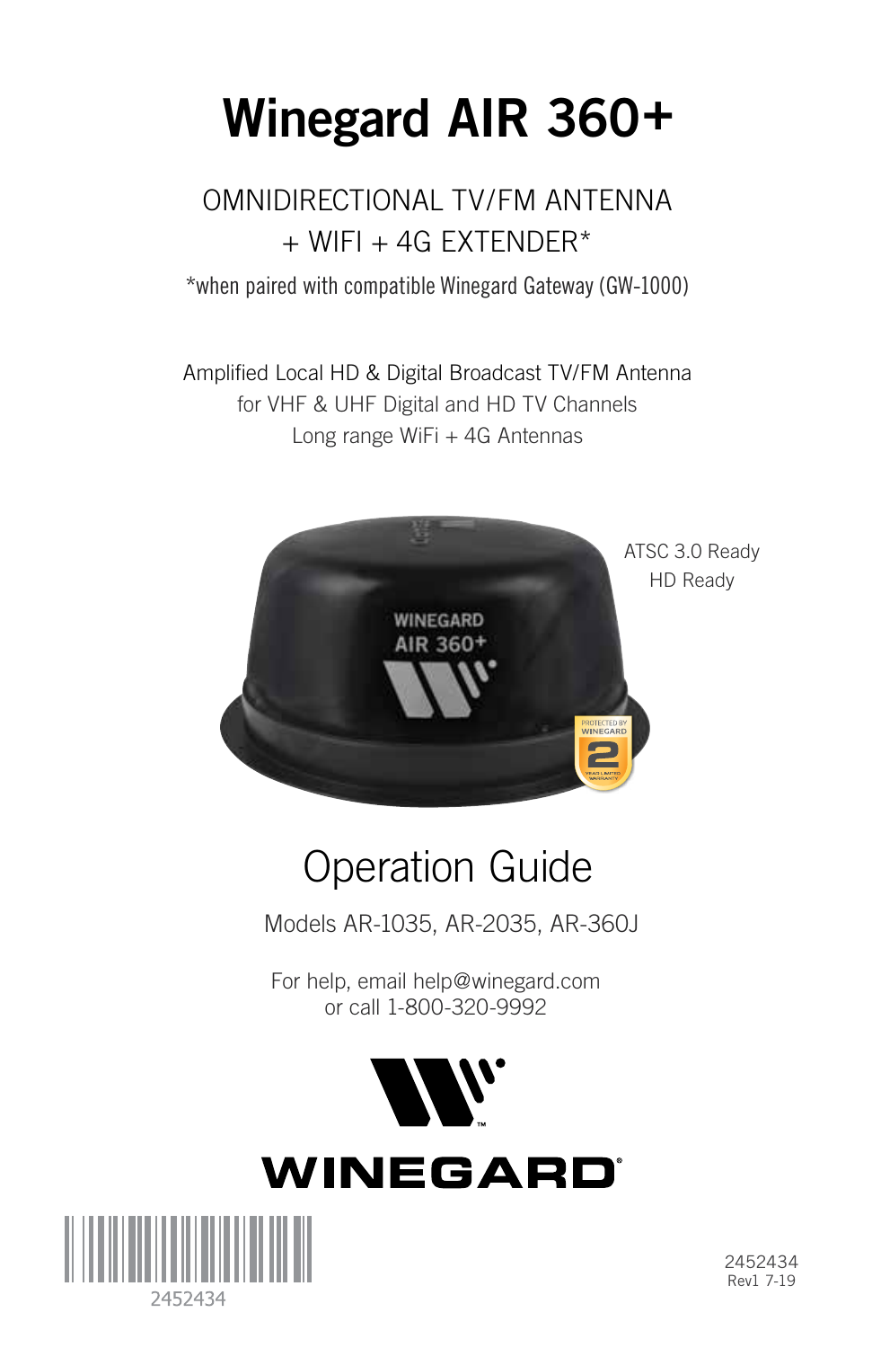# Winegard AIR 360+

OMNIDIRECTIONAL TV/FM ANTENNA
+ WIFI + 4G EXTENDER*

*when paired with compatible Winegard Gateway (GW-1000)

Amplified Local HD & Digital Broadcast TV/FM Antenna
for VHF & UHF Digital and HD TV Channels
Long range WiFi + 4G Antennas

ATSC 3.0 Ready
HD Ready

## Operation Guide

Models AR-1035, AR-2035, AR-360J

For help, email help@winegard.com
or call 1-800-320-9992

WINEGARD®

2452434

2452434
Rev1 7-19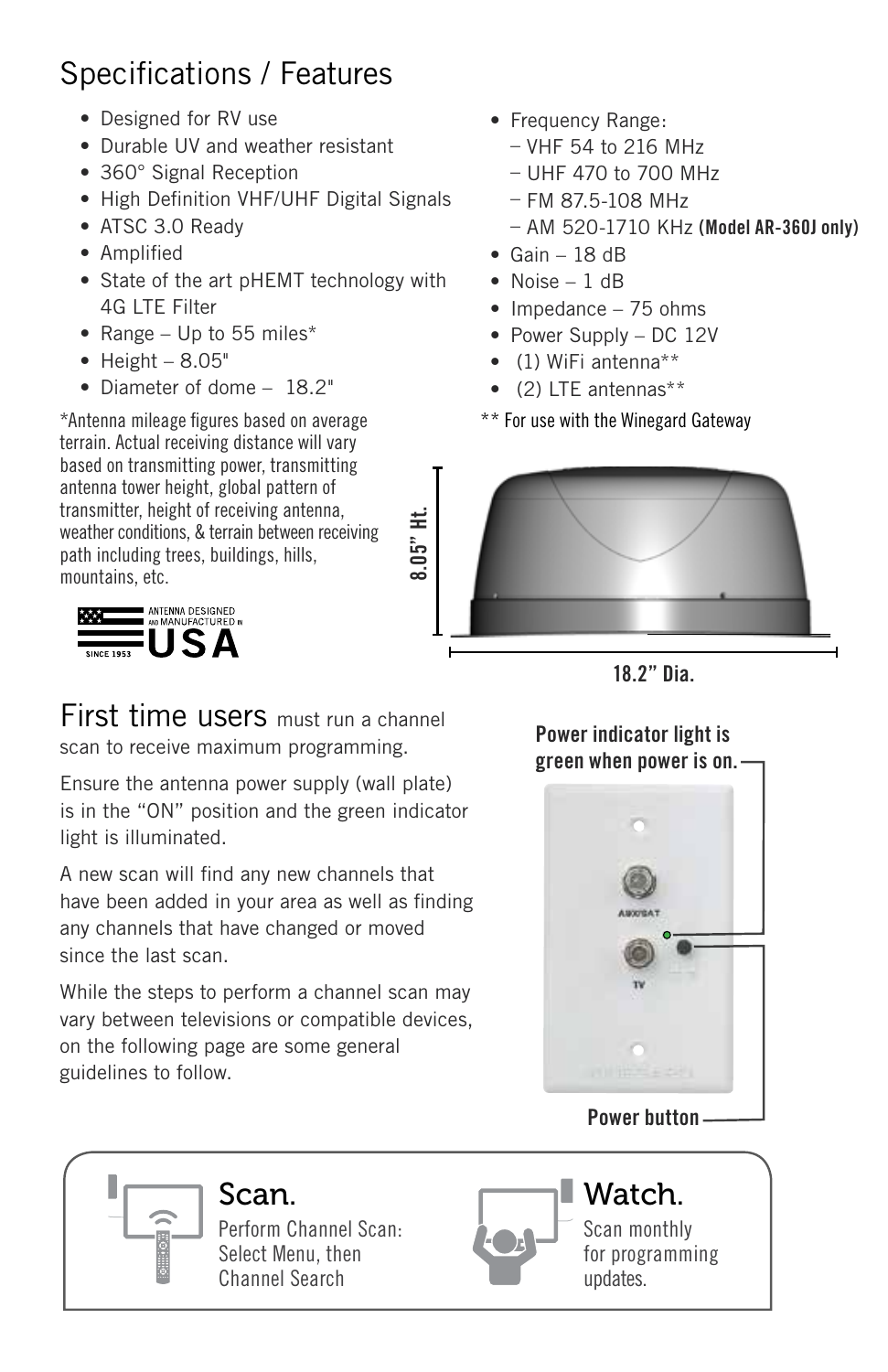# Specifications / Features

- Designed for RV use
- Durable UV and weather resistant
- 360° Signal Reception
- High Definition VHF/UHF Digital Signals
- ATSC 3.0 Ready
- Amplified
- State of the art pHEMT technology with 4G LTE Filter
- Range – Up to 55 miles*
- Height – 8.05"
- Diameter of dome – 18.2"

*Antenna mileage figures based on average terrain. Actual receiving distance will vary based on transmitting power, transmitting antenna tower height, global pattern of transmitter, height of receiving antenna, weather conditions, & terrain between receiving path including trees, buildings, hills, mountains, etc.

ANTENNA DESIGNED AND MANUFACTURED IN USA SINCE 1953

- Frequency Range:
  - VHF 54 to 216 MHz
  - UHF 470 to 700 MHz
  - FM 87.5-108 MHz
  - AM 520-1710 KHz **(Model AR-360J only)**
- Gain – 18 dB
- Noise – 1 dB
- Impedance – 75 ohms
- Power Supply – DC 12V
- (1) WiFi antenna**
- (2) LTE antennas**

** For use with the Winegard Gateway

8.05" Ht.

18.2" Dia.

# First time users must run a channel scan to receive maximum programming.

Ensure the antenna power supply (wall plate) is in the "ON" position and the green indicator light is illuminated.

A new scan will find any new channels that have been added in your area as well as finding any channels that have changed or moved since the last scan.

While the steps to perform a channel scan may vary between televisions or compatible devices, on the following page are some general guidelines to follow.

**Power indicator light is green when power is on.**

AUX/SAT

TV

**Power button**

## Scan.

Perform Channel Scan: Select Menu, then Channel Search

## Watch.

Scan monthly for programming updates.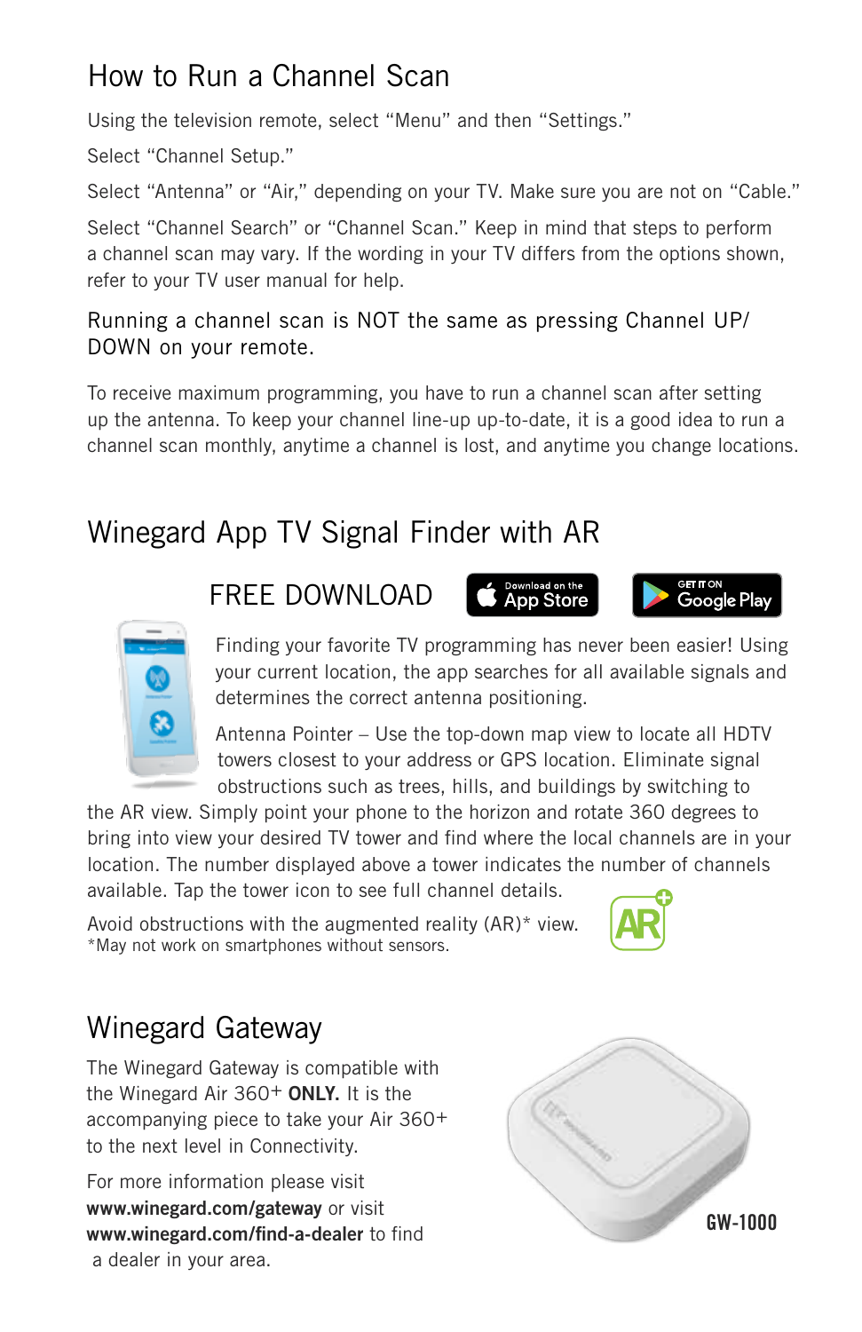## How to Run a Channel Scan

Using the television remote, select "Menu" and then "Settings."

Select "Channel Setup."

Select "Antenna" or "Air," depending on your TV. Make sure you are not on "Cable."

Select "Channel Search" or "Channel Scan." Keep in mind that steps to perform a channel scan may vary. If the wording in your TV differs from the options shown, refer to your TV user manual for help.

Running a channel scan is NOT the same as pressing Channel UP/DOWN on your remote.

To receive maximum programming, you have to run a channel scan after setting up the antenna. To keep your channel line-up up-to-date, it is a good idea to run a channel scan monthly, anytime a channel is lost, and anytime you change locations.

## Winegard App TV Signal Finder with AR

FREE DOWNLOAD

Download on the App Store

GET IT ON Google Play

Finding your favorite TV programming has never been easier! Using your current location, the app searches for all available signals and determines the correct antenna positioning.

Antenna Pointer – Use the top-down map view to locate all HDTV towers closest to your address or GPS location. Eliminate signal obstructions such as trees, hills, and buildings by switching to the AR view. Simply point your phone to the horizon and rotate 360 degrees to bring into view your desired TV tower and find where the local channels are in your location. The number displayed above a tower indicates the number of channels available. Tap the tower icon to see full channel details.

Avoid obstructions with the augmented reality (AR)* view.
*May not work on smartphones without sensors.

## Winegard Gateway

The Winegard Gateway is compatible with the Winegard Air 360+ **ONLY.** It is the accompanying piece to take your Air 360+ to the next level in Connectivity.

For more information please visit **www.winegard.com/gateway** or visit **www.winegard.com/find-a-dealer** to find a dealer in your area.

**GW-1000**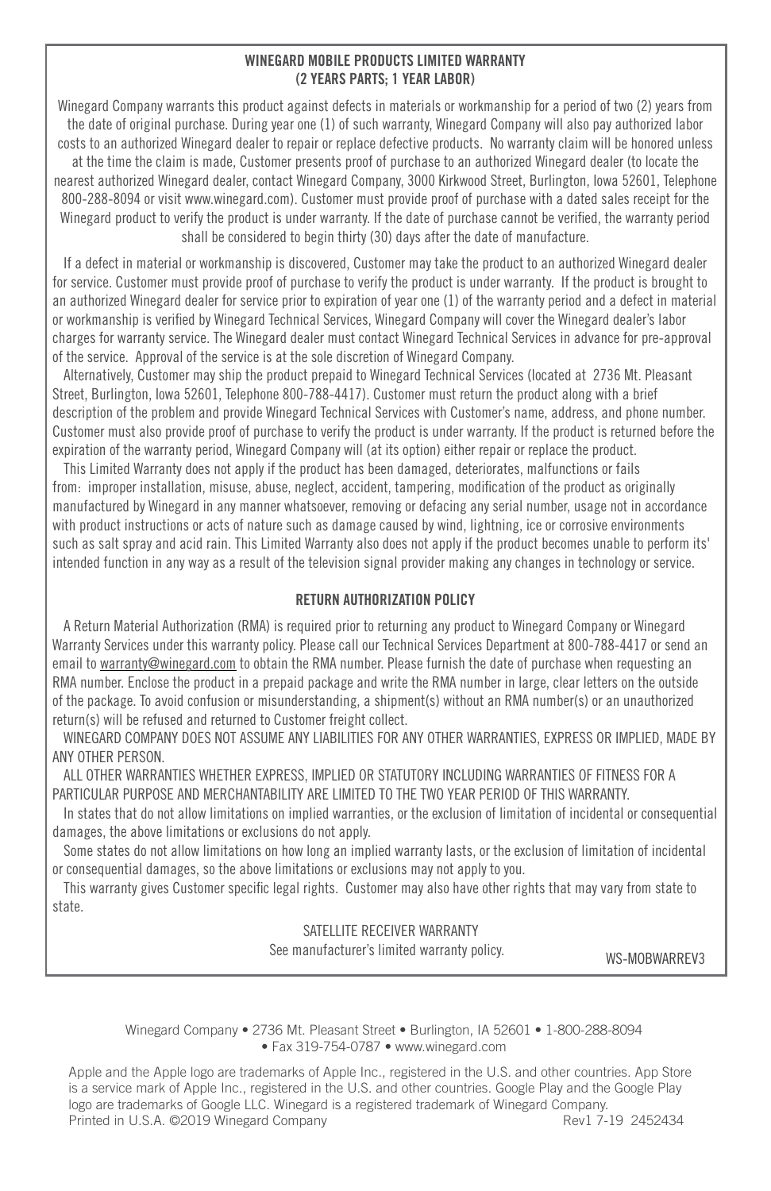## WINEGARD MOBILE PRODUCTS LIMITED WARRANTY (2 YEARS PARTS; 1 YEAR LABOR)

Winegard Company warrants this product against defects in materials or workmanship for a period of two (2) years from the date of original purchase. During year one (1) of such warranty, Winegard Company will also pay authorized labor costs to an authorized Winegard dealer to repair or replace defective products. No warranty claim will be honored unless at the time the claim is made, Customer presents proof of purchase to an authorized Winegard dealer (to locate the nearest authorized Winegard dealer, contact Winegard Company, 3000 Kirkwood Street, Burlington, Iowa 52601, Telephone 800-288-8094 or visit www.winegard.com). Customer must provide proof of purchase with a dated sales receipt for the Winegard product to verify the product is under warranty. If the date of purchase cannot be verified, the warranty period shall be considered to begin thirty (30) days after the date of manufacture.

If a defect in material or workmanship is discovered, Customer may take the product to an authorized Winegard dealer for service. Customer must provide proof of purchase to verify the product is under warranty. If the product is brought to an authorized Winegard dealer for service prior to expiration of year one (1) of the warranty period and a defect in material or workmanship is verified by Winegard Technical Services, Winegard Company will cover the Winegard dealer's labor charges for warranty service. The Winegard dealer must contact Winegard Technical Services in advance for pre-approval of the service. Approval of the service is at the sole discretion of Winegard Company.

Alternatively, Customer may ship the product prepaid to Winegard Technical Services (located at 2736 Mt. Pleasant Street, Burlington, Iowa 52601, Telephone 800-788-4417). Customer must return the product along with a brief description of the problem and provide Winegard Technical Services with Customer's name, address, and phone number. Customer must also provide proof of purchase to verify the product is under warranty. If the product is returned before the expiration of the warranty period, Winegard Company will (at its option) either repair or replace the product.

This Limited Warranty does not apply if the product has been damaged, deteriorates, malfunctions or fails from: improper installation, misuse, abuse, neglect, accident, tampering, modification of the product as originally manufactured by Winegard in any manner whatsoever, removing or defacing any serial number, usage not in accordance with product instructions or acts of nature such as damage caused by wind, lightning, ice or corrosive environments such as salt spray and acid rain. This Limited Warranty also does not apply if the product becomes unable to perform its' intended function in any way as a result of the television signal provider making any changes in technology or service.

## RETURN AUTHORIZATION POLICY

A Return Material Authorization (RMA) is required prior to returning any product to Winegard Company or Winegard Warranty Services under this warranty policy. Please call our Technical Services Department at 800-788-4417 or send an email to warranty@winegard.com to obtain the RMA number. Please furnish the date of purchase when requesting an RMA number. Enclose the product in a prepaid package and write the RMA number in large, clear letters on the outside of the package. To avoid confusion or misunderstanding, a shipment(s) without an RMA number(s) or an unauthorized return(s) will be refused and returned to Customer freight collect.

WINEGARD COMPANY DOES NOT ASSUME ANY LIABILITIES FOR ANY OTHER WARRANTIES, EXPRESS OR IMPLIED, MADE BY ANY OTHER PERSON.

ALL OTHER WARRANTIES WHETHER EXPRESS, IMPLIED OR STATUTORY INCLUDING WARRANTIES OF FITNESS FOR A PARTICULAR PURPOSE AND MERCHANTABILITY ARE LIMITED TO THE TWO YEAR PERIOD OF THIS WARRANTY.

In states that do not allow limitations on implied warranties, or the exclusion of limitation of incidental or consequential damages, the above limitations or exclusions do not apply.

Some states do not allow limitations on how long an implied warranty lasts, or the exclusion of limitation of incidental or consequential damages, so the above limitations or exclusions may not apply to you.

This warranty gives Customer specific legal rights. Customer may also have other rights that may vary from state to state.

SATELLITE RECEIVER WARRANTY

See manufacturer's limited warranty policy.

WS-MOBWARREV3

Winegard Company • 2736 Mt. Pleasant Street • Burlington, IA 52601 • 1-800-288-8094 • Fax 319-754-0787 • www.winegard.com

Apple and the Apple logo are trademarks of Apple Inc., registered in the U.S. and other countries. App Store is a service mark of Apple Inc., registered in the U.S. and other countries. Google Play and the Google Play logo are trademarks of Google LLC. Winegard is a registered trademark of Winegard Company.
Printed in U.S.A. ©2019 Winegard Company Rev1 7-19 2452434